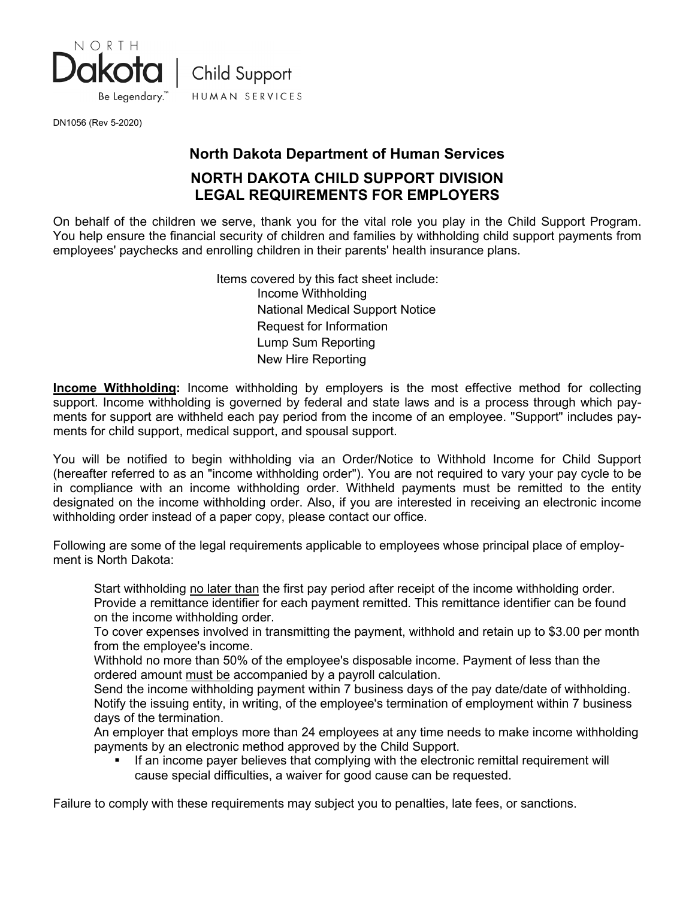North Dakota | Child Support
Be Legendary.™ HUMAN SERVICES

DN1056 (Rev 5-2020)

# North Dakota Department of Human Services

## NORTH DAKOTA CHILD SUPPORT DIVISION
## LEGAL REQUIREMENTS FOR EMPLOYERS

On behalf of the children we serve, thank you for the vital role you play in the Child Support Program. You help ensure the financial security of children and families by withholding child support payments from employees' paychecks and enrolling children in their parents' health insurance plans.

Items covered by this fact sheet include:

- Income Withholding
- National Medical Support Notice
- Request for Information
- Lump Sum Reporting
- New Hire Reporting

**Income Withholding:** Income withholding by employers is the most effective method for collecting support. Income withholding is governed by federal and state laws and is a process through which payments for support are withheld each pay period from the income of an employee. "Support" includes payments for child support, medical support, and spousal support.

You will be notified to begin withholding via an Order/Notice to Withhold Income for Child Support (hereafter referred to as an "income withholding order"). You are not required to vary your pay cycle to be in compliance with an income withholding order. Withheld payments must be remitted to the entity designated on the income withholding order. Also, if you are interested in receiving an electronic income withholding order instead of a paper copy, please contact our office.

Following are some of the legal requirements applicable to employees whose principal place of employment is North Dakota:

- Start withholding no later than the first pay period after receipt of the income withholding order.
- Provide a remittance identifier for each payment remitted. This remittance identifier can be found on the income withholding order.
- To cover expenses involved in transmitting the payment, withhold and retain up to $3.00 per month from the employee's income.
- Withhold no more than 50% of the employee's disposable income. Payment of less than the ordered amount must be accompanied by a payroll calculation.
- Send the income withholding payment within 7 business days of the pay date/date of withholding.
- Notify the issuing entity, in writing, of the employee's termination of employment within 7 business days of the termination.
- An employer that employs more than 24 employees at any time needs to make income withholding payments by an electronic method approved by the Child Support.
  - If an income payer believes that complying with the electronic remittal requirement will cause special difficulties, a waiver for good cause can be requested.

Failure to comply with these requirements may subject you to penalties, late fees, or sanctions.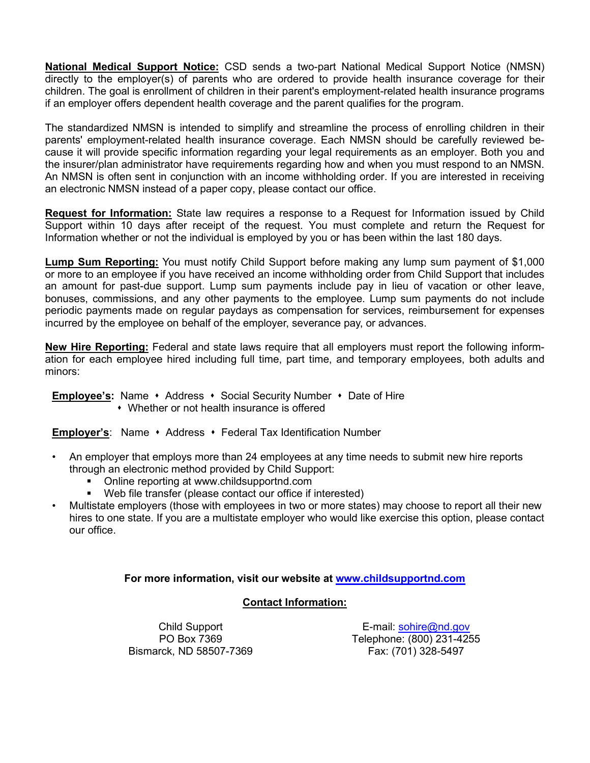**National Medical Support Notice:** CSD sends a two-part National Medical Support Notice (NMSN) directly to the employer(s) of parents who are ordered to provide health insurance coverage for their children. The goal is enrollment of children in their parent's employment-related health insurance programs if an employer offers dependent health coverage and the parent qualifies for the program.

The standardized NMSN is intended to simplify and streamline the process of enrolling children in their parents' employment-related health insurance coverage. Each NMSN should be carefully reviewed because it will provide specific information regarding your legal requirements as an employer. Both you and the insurer/plan administrator have requirements regarding how and when you must respond to an NMSN. An NMSN is often sent in conjunction with an income withholding order. If you are interested in receiving an electronic NMSN instead of a paper copy, please contact our office.

**Request for Information:** State law requires a response to a Request for Information issued by Child Support within 10 days after receipt of the request. You must complete and return the Request for Information whether or not the individual is employed by you or has been within the last 180 days.

**Lump Sum Reporting:** You must notify Child Support before making any lump sum payment of $1,000 or more to an employee if you have received an income withholding order from Child Support that includes an amount for past-due support. Lump sum payments include pay in lieu of vacation or other leave, bonuses, commissions, and any other payments to the employee. Lump sum payments do not include periodic payments made on regular paydays as compensation for services, reimbursement for expenses incurred by the employee on behalf of the employer, severance pay, or advances.

**New Hire Reporting:** Federal and state laws require that all employers must report the following information for each employee hired including full time, part time, and temporary employees, both adults and minors:

**Employee's:** Name • Address • Social Security Number • Date of Hire • Whether or not health insurance is offered

**Employer's**: Name • Address • Federal Tax Identification Number

- An employer that employs more than 24 employees at any time needs to submit new hire reports through an electronic method provided by Child Support:
  - Online reporting at www.childsupportnd.com
  - Web file transfer (please contact our office if interested)
- Multistate employers (those with employees in two or more states) may choose to report all their new hires to one state. If you are a multistate employer who would like exercise this option, please contact our office.

**For more information, visit our website at www.childsupportnd.com**

**Contact Information:**

Child Support
PO Box 7369
Bismarck, ND 58507-7369

E-mail: sohire@nd.gov
Telephone: (800) 231-4255
Fax: (701) 328-5497